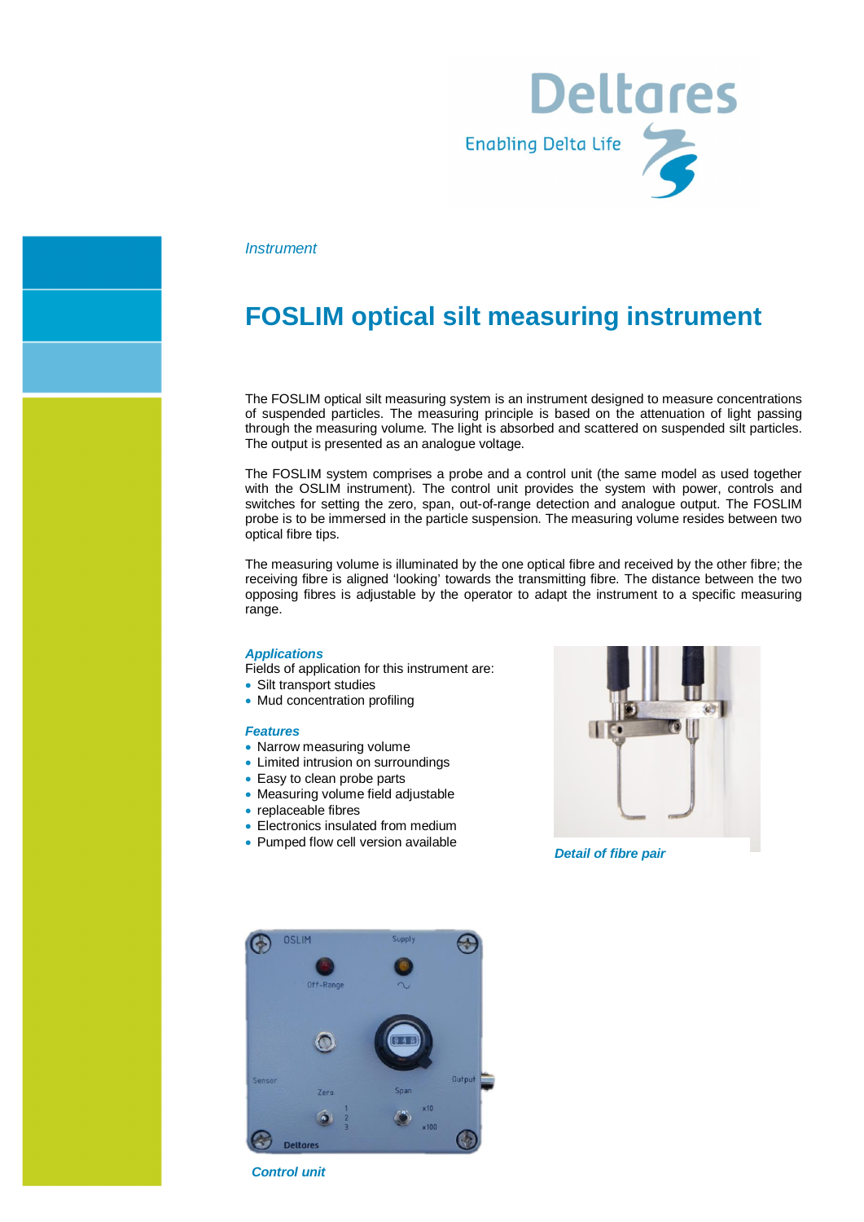*Instrument*

# FOSLIM optical silt measuring instrument

The FOSLIM optical silt measuring system is an instrument designed to measure concentrations of suspended particles. The measuring principle is based on the attenuation of light passing through the measuring volume. The light is absorbed and scattered on suspended silt particles. The output is presented as an analogue voltage.

The FOSLIM system comprises a probe and a control unit (the same model as used together with the OSLIM instrument). The control unit provides the system with power, controls and switches for setting the zero, span, out-of-range detection and analogue output. The FOSLIM probe is to be immersed in the particle suspension. The measuring volume resides between two optical fibre tips.

The measuring volume is illuminated by the one optical fibre and received by the other fibre; the receiving fibre is aligned 'looking' towards the transmitting fibre. The distance between the two opposing fibres is adjustable by the operator to adapt the instrument to a specific measuring range.

### Applications

Fields of application for this instrument are:

- Silt transport studies
- Mud concentration profiling

### Features

- Narrow measuring volume
- Limited intrusion on surroundings
- Easy to clean probe parts
- Measuring volume field adjustable
- replaceable fibres
- Electronics insulated from medium
- Pumped flow cell version available

***Detail of fibre pair***

***Control unit***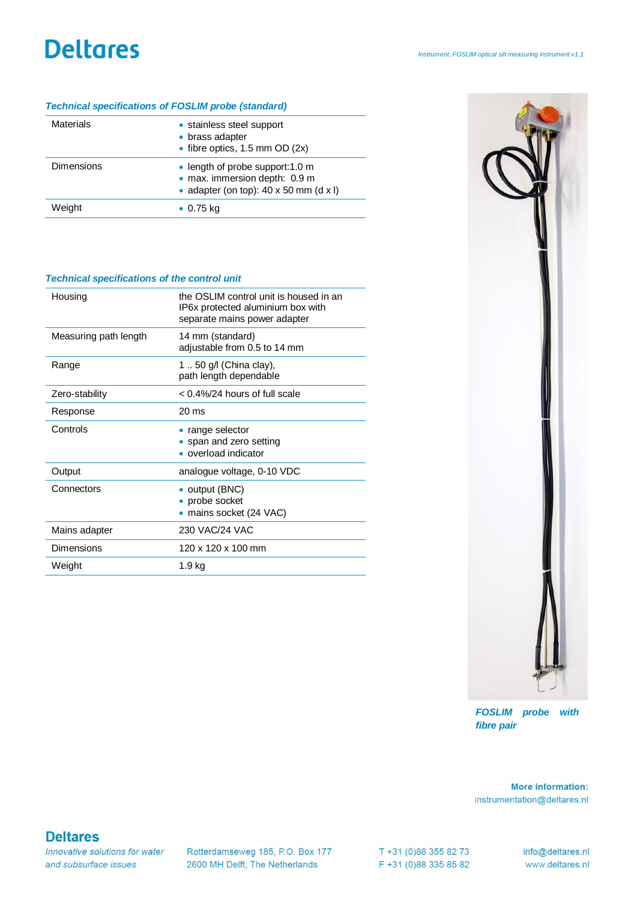### Technical specifications of FOSLIM probe (standard)

| | |
|---|---|
| Materials | • stainless steel support<br>• brass adapter<br>• fibre optics, 1.5 mm OD (2x) |
| Dimensions | • length of probe support:1.0 m<br>• max. immersion depth: 0.9 m<br>• adapter (on top): 40 x 50 mm (d x l) |
| Weight | • 0.75 kg |

### Technical specifications of the control unit

| | |
|---|---|
| Housing | the OSLIM control unit is housed in an IP6x protected aluminium box with separate mains power adapter |
| Measuring path length | 14 mm (standard)<br>adjustable from 0.5 to 14 mm |
| Range | 1 .. 50 g/l (China clay),<br>path length dependable |
| Zero-stability | < 0.4%/24 hours of full scale |
| Response | 20 ms |
| Controls | • range selector<br>• span and zero setting<br>• overload indicator |
| Output | analogue voltage, 0-10 VDC |
| Connectors | • output (BNC)<br>• probe socket<br>• mains socket (24 VAC) |
| Mains adapter | 230 VAC/24 VAC |
| Dimensions | 120 x 120 x 100 mm |
| Weight | 1.9 kg |

*FOSLIM probe with fibre pair*

**More information:**
instrumentation@deltares.nl

**Deltares**
*Innovative solutions for water and subsurface issues*

Rotterdamseweg 185, P.O. Box 177
2600 MH Delft, The Netherlands

T +31 (0)88 355 82 73
F +31 (0)88 335 85 82

info@deltares.nl
www.deltares.nl